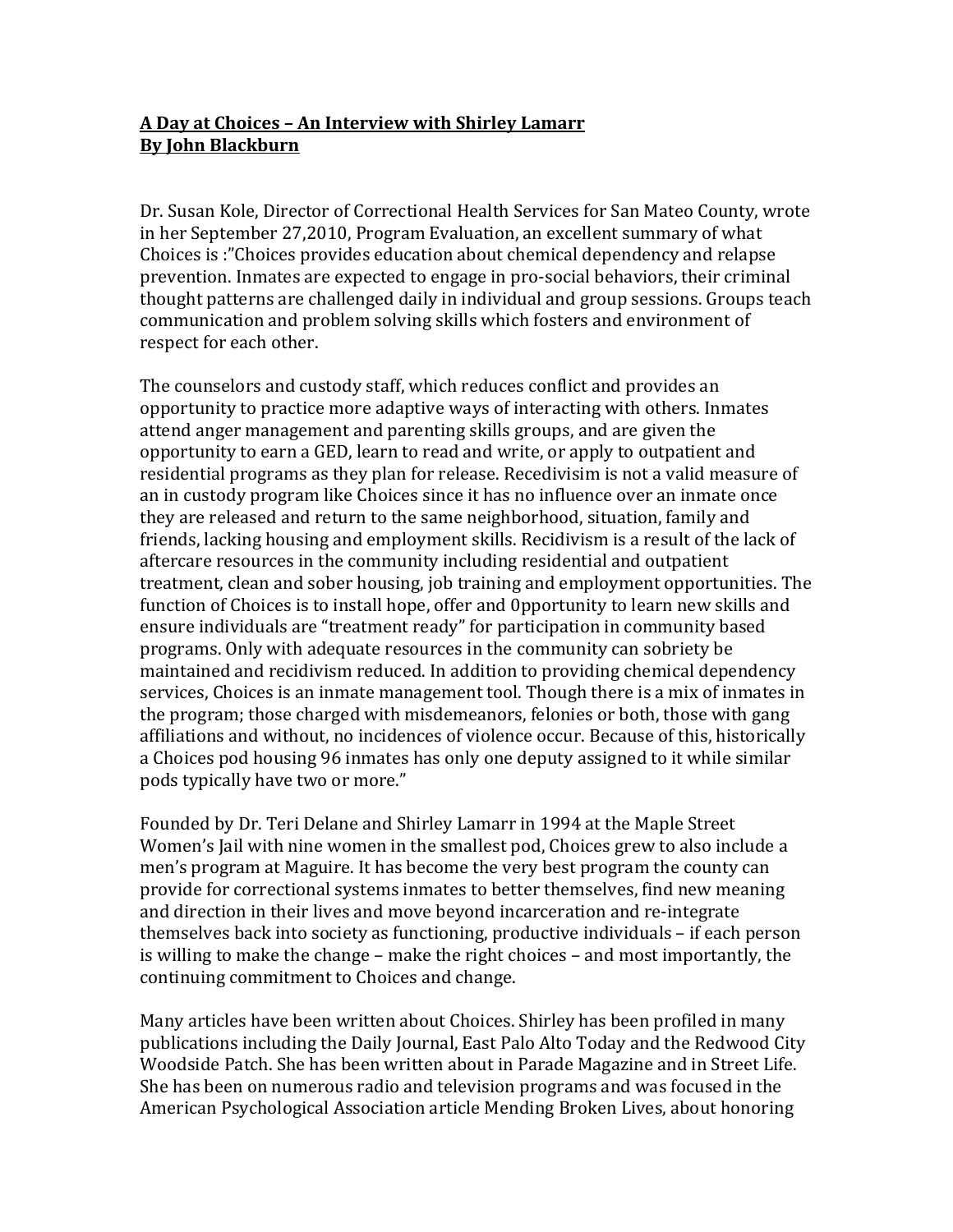**<u>A Day at Choices – An Interview with Shirley Lamarr</u>**
**<u>By John Blackburn</u>**

Dr. Susan Kole, Director of Correctional Health Services for San Mateo County, wrote in her September 27,2010, Program Evaluation, an excellent summary of what Choices is :"Choices provides education about chemical dependency and relapse prevention. Inmates are expected to engage in pro-social behaviors, their criminal thought patterns are challenged daily in individual and group sessions. Groups teach communication and problem solving skills which fosters and environment of respect for each other.

The counselors and custody staff, which reduces conflict and provides an opportunity to practice more adaptive ways of interacting with others. Inmates attend anger management and parenting skills groups, and are given the opportunity to earn a GED, learn to read and write, or apply to outpatient and residential programs as they plan for release. Recedivisim is not a valid measure of an in custody program like Choices since it has no influence over an inmate once they are released and return to the same neighborhood, situation, family and friends, lacking housing and employment skills. Recidivism is a result of the lack of aftercare resources in the community including residential and outpatient treatment, clean and sober housing, job training and employment opportunities. The function of Choices is to install hope, offer and 0pportunity to learn new skills and ensure individuals are "treatment ready" for participation in community based programs. Only with adequate resources in the community can sobriety be maintained and recidivism reduced. In addition to providing chemical dependency services, Choices is an inmate management tool. Though there is a mix of inmates in the program; those charged with misdemeanors, felonies or both, those with gang affiliations and without, no incidences of violence occur. Because of this, historically a Choices pod housing 96 inmates has only one deputy assigned to it while similar pods typically have two or more."

Founded by Dr. Teri Delane and Shirley Lamarr in 1994 at the Maple Street Women's Jail with nine women in the smallest pod, Choices grew to also include a men's program at Maguire. It has become the very best program the county can provide for correctional systems inmates to better themselves, find new meaning and direction in their lives and move beyond incarceration and re-integrate themselves back into society as functioning, productive individuals – if each person is willing to make the change – make the right choices – and most importantly, the continuing commitment to Choices and change.

Many articles have been written about Choices. Shirley has been profiled in many publications including the Daily Journal, East Palo Alto Today and the Redwood City Woodside Patch. She has been written about in Parade Magazine and in Street Life. She has been on numerous radio and television programs and was focused in the American Psychological Association article Mending Broken Lives, about honoring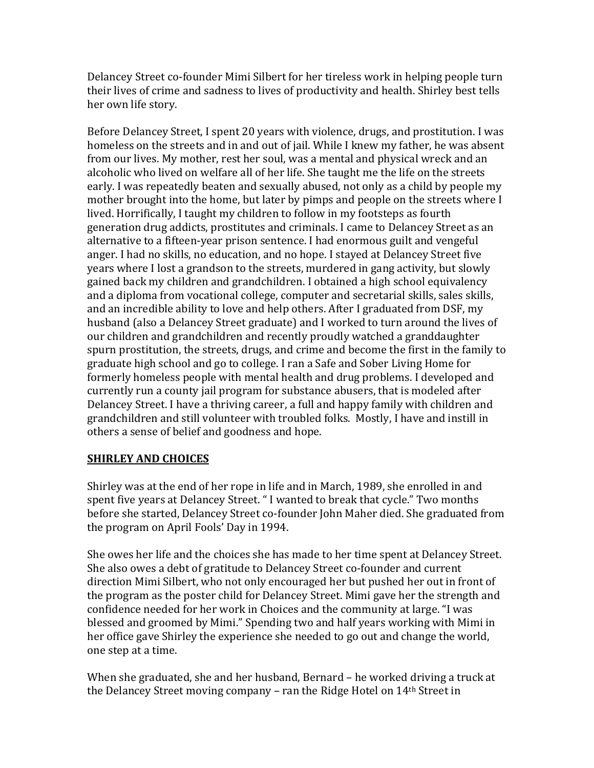Delancey Street co-founder Mimi Silbert for her tireless work in helping people turn their lives of crime and sadness to lives of productivity and health. Shirley best tells her own life story.

Before Delancey Street, I spent 20 years with violence, drugs, and prostitution. I was homeless on the streets and in and out of jail. While I knew my father, he was absent from our lives. My mother, rest her soul, was a mental and physical wreck and an alcoholic who lived on welfare all of her life. She taught me the life on the streets early. I was repeatedly beaten and sexually abused, not only as a child by people my mother brought into the home, but later by pimps and people on the streets where I lived. Horrifically, I taught my children to follow in my footsteps as fourth generation drug addicts, prostitutes and criminals. I came to Delancey Street as an alternative to a fifteen-year prison sentence. I had enormous guilt and vengeful anger. I had no skills, no education, and no hope. I stayed at Delancey Street five years where I lost a grandson to the streets, murdered in gang activity, but slowly gained back my children and grandchildren. I obtained a high school equivalency and a diploma from vocational college, computer and secretarial skills, sales skills, and an incredible ability to love and help others. After I graduated from DSF, my husband (also a Delancey Street graduate) and I worked to turn around the lives of our children and grandchildren and recently proudly watched a granddaughter spurn prostitution, the streets, drugs, and crime and become the first in the family to graduate high school and go to college. I ran a Safe and Sober Living Home for formerly homeless people with mental health and drug problems. I developed and currently run a county jail program for substance abusers, that is modeled after Delancey Street. I have a thriving career, a full and happy family with children and grandchildren and still volunteer with troubled folks. Mostly, I have and instill in others a sense of belief and goodness and hope.

## SHIRLEY AND CHOICES

Shirley was at the end of her rope in life and in March, 1989, she enrolled in and spent five years at Delancey Street. " I wanted to break that cycle." Two months before she started, Delancey Street co-founder John Maher died. She graduated from the program on April Fools' Day in 1994.

She owes her life and the choices she has made to her time spent at Delancey Street. She also owes a debt of gratitude to Delancey Street co-founder and current direction Mimi Silbert, who not only encouraged her but pushed her out in front of the program as the poster child for Delancey Street. Mimi gave her the strength and confidence needed for her work in Choices and the community at large. "I was blessed and groomed by Mimi." Spending two and half years working with Mimi in her office gave Shirley the experience she needed to go out and change the world, one step at a time.

When she graduated, she and her husband, Bernard – he worked driving a truck at the Delancey Street moving company – ran the Ridge Hotel on 14th Street in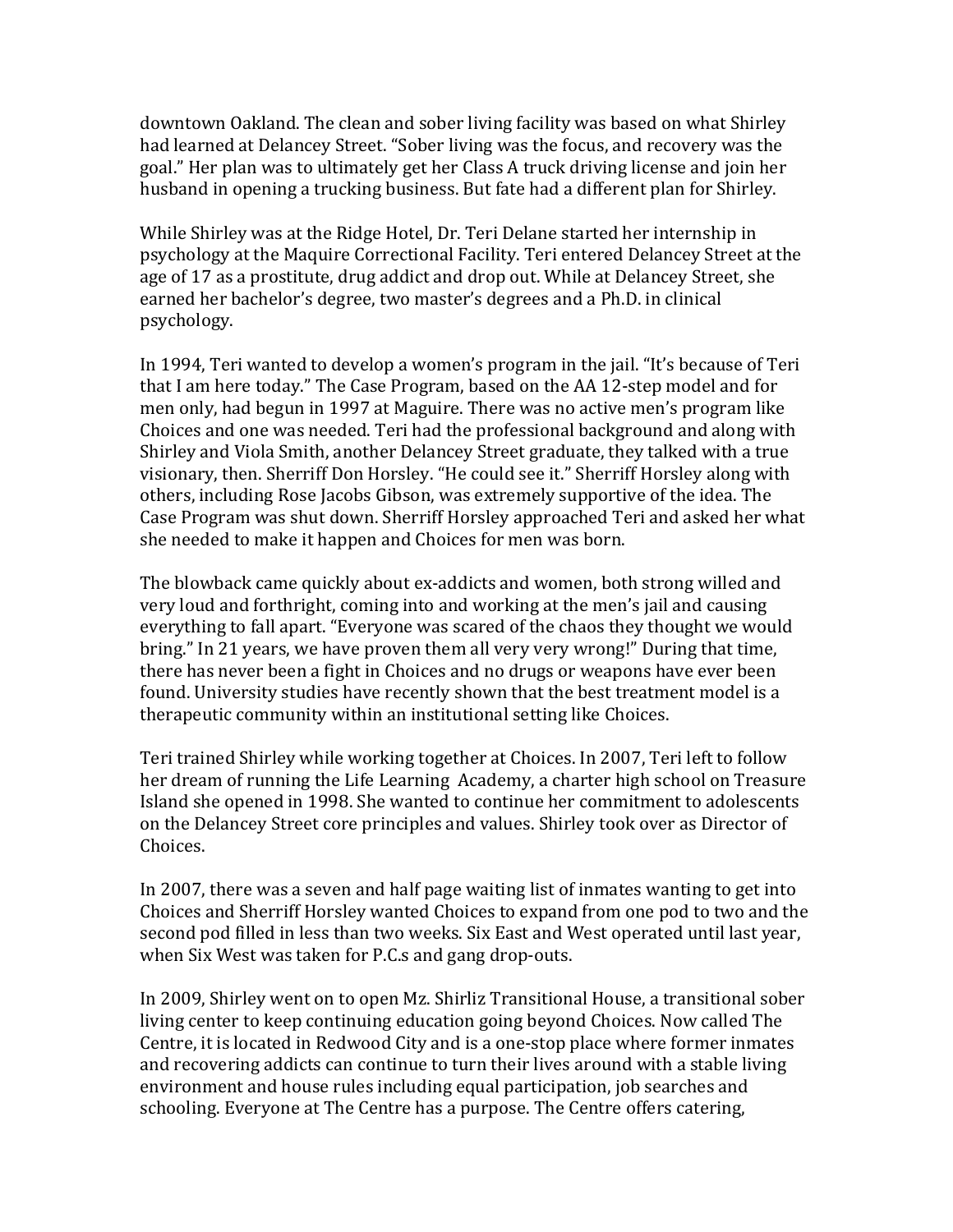downtown Oakland. The clean and sober living facility was based on what Shirley had learned at Delancey Street. "Sober living was the focus, and recovery was the goal." Her plan was to ultimately get her Class A truck driving license and join her husband in opening a trucking business. But fate had a different plan for Shirley.

While Shirley was at the Ridge Hotel, Dr. Teri Delane started her internship in psychology at the Maquire Correctional Facility. Teri entered Delancey Street at the age of 17 as a prostitute, drug addict and drop out. While at Delancey Street, she earned her bachelor's degree, two master's degrees and a Ph.D. in clinical psychology.

In 1994, Teri wanted to develop a women's program in the jail. "It's because of Teri that I am here today." The Case Program, based on the AA 12-step model and for men only, had begun in 1997 at Maguire. There was no active men's program like Choices and one was needed. Teri had the professional background and along with Shirley and Viola Smith, another Delancey Street graduate, they talked with a true visionary, then. Sherriff Don Horsley. "He could see it." Sherriff Horsley along with others, including Rose Jacobs Gibson, was extremely supportive of the idea. The Case Program was shut down. Sherriff Horsley approached Teri and asked her what she needed to make it happen and Choices for men was born.

The blowback came quickly about ex-addicts and women, both strong willed and very loud and forthright, coming into and working at the men's jail and causing everything to fall apart. "Everyone was scared of the chaos they thought we would bring." In 21 years, we have proven them all very very wrong!" During that time, there has never been a fight in Choices and no drugs or weapons have ever been found. University studies have recently shown that the best treatment model is a therapeutic community within an institutional setting like Choices.

Teri trained Shirley while working together at Choices. In 2007, Teri left to follow her dream of running the Life Learning Academy, a charter high school on Treasure Island she opened in 1998. She wanted to continue her commitment to adolescents on the Delancey Street core principles and values. Shirley took over as Director of Choices.

In 2007, there was a seven and half page waiting list of inmates wanting to get into Choices and Sherriff Horsley wanted Choices to expand from one pod to two and the second pod filled in less than two weeks. Six East and West operated until last year, when Six West was taken for P.C.s and gang drop-outs.

In 2009, Shirley went on to open Mz. Shirliz Transitional House, a transitional sober living center to keep continuing education going beyond Choices. Now called The Centre, it is located in Redwood City and is a one-stop place where former inmates and recovering addicts can continue to turn their lives around with a stable living environment and house rules including equal participation, job searches and schooling. Everyone at The Centre has a purpose. The Centre offers catering,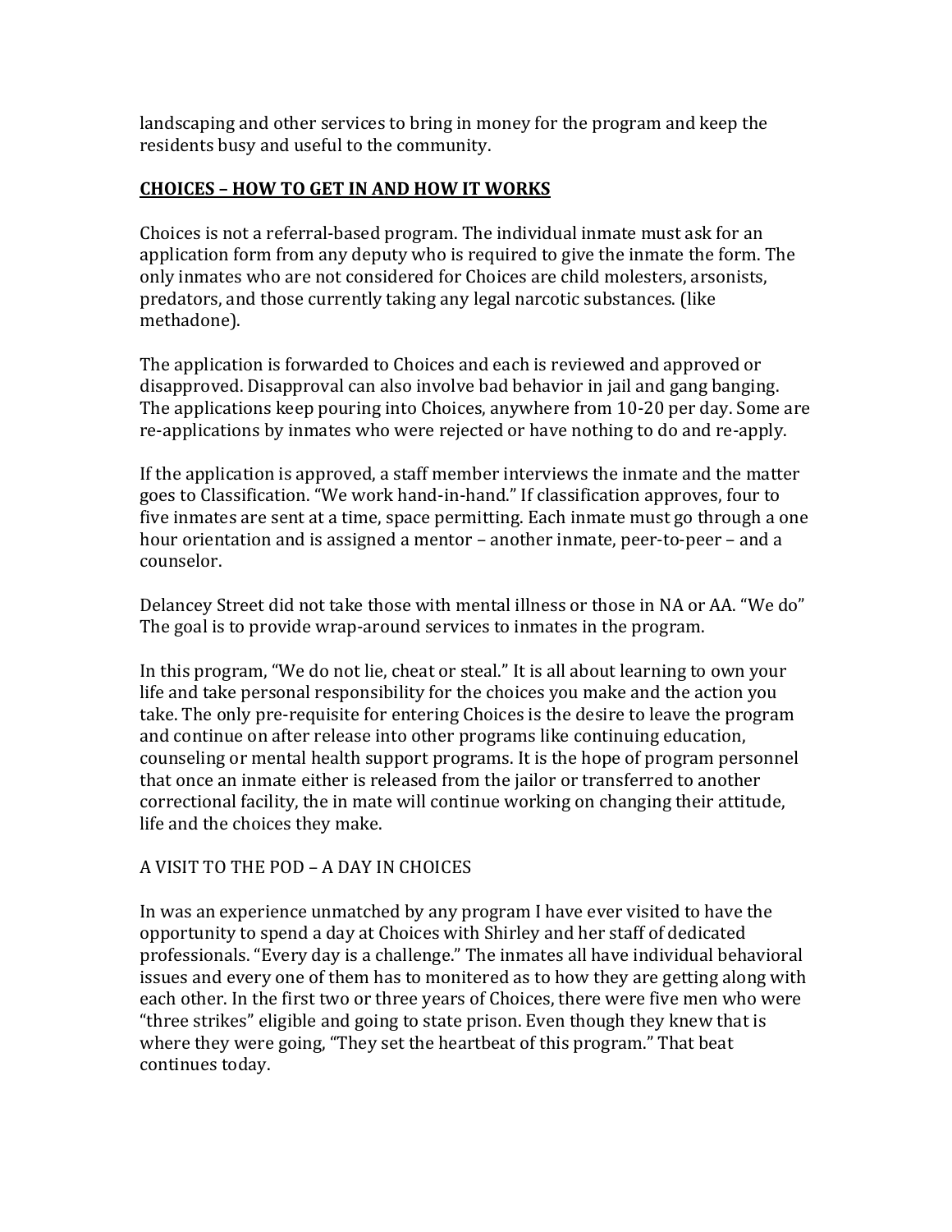landscaping and other services to bring in money for the program and keep the residents busy and useful to the community.

## **CHOICES – HOW TO GET IN AND HOW IT WORKS**

Choices is not a referral-based program. The individual inmate must ask for an application form from any deputy who is required to give the inmate the form. The only inmates who are not considered for Choices are child molesters, arsonists, predators, and those currently taking any legal narcotic substances. (like methadone).

The application is forwarded to Choices and each is reviewed and approved or disapproved. Disapproval can also involve bad behavior in jail and gang banging. The applications keep pouring into Choices, anywhere from 10-20 per day. Some are re-applications by inmates who were rejected or have nothing to do and re-apply.

If the application is approved, a staff member interviews the inmate and the matter goes to Classification. "We work hand-in-hand." If classification approves, four to five inmates are sent at a time, space permitting. Each inmate must go through a one hour orientation and is assigned a mentor – another inmate, peer-to-peer – and a counselor.

Delancey Street did not take those with mental illness or those in NA or AA. "We do" The goal is to provide wrap-around services to inmates in the program.

In this program, "We do not lie, cheat or steal." It is all about learning to own your life and take personal responsibility for the choices you make and the action you take. The only pre-requisite for entering Choices is the desire to leave the program and continue on after release into other programs like continuing education, counseling or mental health support programs. It is the hope of program personnel that once an inmate either is released from the jailor or transferred to another correctional facility, the in mate will continue working on changing their attitude, life and the choices they make.

## A VISIT TO THE POD – A DAY IN CHOICES

In was an experience unmatched by any program I have ever visited to have the opportunity to spend a day at Choices with Shirley and her staff of dedicated professionals. "Every day is a challenge." The inmates all have individual behavioral issues and every one of them has to monitered as to how they are getting along with each other. In the first two or three years of Choices, there were five men who were "three strikes" eligible and going to state prison. Even though they knew that is where they were going, "They set the heartbeat of this program." That beat continues today.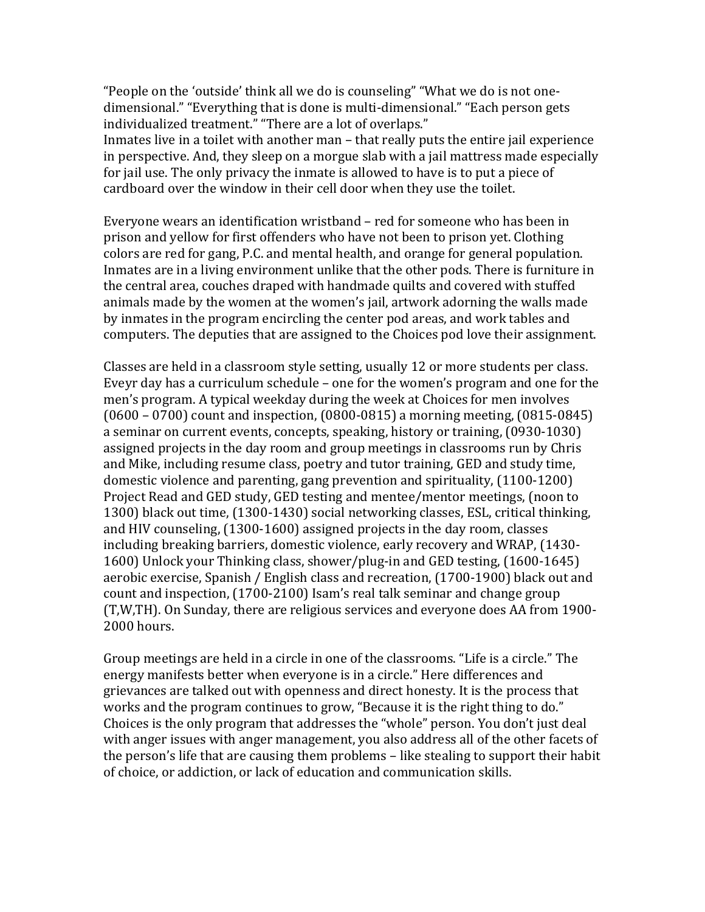"People on the 'outside' think all we do is counseling" "What we do is not one-dimensional." "Everything that is done is multi-dimensional." "Each person gets individualized treatment." "There are a lot of overlaps."
Inmates live in a toilet with another man – that really puts the entire jail experience in perspective. And, they sleep on a morgue slab with a jail mattress made especially for jail use. The only privacy the inmate is allowed to have is to put a piece of cardboard over the window in their cell door when they use the toilet.

Everyone wears an identification wristband – red for someone who has been in prison and yellow for first offenders who have not been to prison yet. Clothing colors are red for gang, P.C. and mental health, and orange for general population. Inmates are in a living environment unlike that the other pods. There is furniture in the central area, couches draped with handmade quilts and covered with stuffed animals made by the women at the women's jail, artwork adorning the walls made by inmates in the program encircling the center pod areas, and work tables and computers. The deputies that are assigned to the Choices pod love their assignment.

Classes are held in a classroom style setting, usually 12 or more students per class. Eveyr day has a curriculum schedule – one for the women's program and one for the men's program. A typical weekday during the week at Choices for men involves (0600 – 0700) count and inspection, (0800-0815) a morning meeting, (0815-0845) a seminar on current events, concepts, speaking, history or training, (0930-1030) assigned projects in the day room and group meetings in classrooms run by Chris and Mike, including resume class, poetry and tutor training, GED and study time, domestic violence and parenting, gang prevention and spirituality, (1100-1200) Project Read and GED study, GED testing and mentee/mentor meetings, (noon to 1300) black out time, (1300-1430) social networking classes, ESL, critical thinking, and HIV counseling, (1300-1600) assigned projects in the day room, classes including breaking barriers, domestic violence, early recovery and WRAP, (1430-1600) Unlock your Thinking class, shower/plug-in and GED testing, (1600-1645) aerobic exercise, Spanish / English class and recreation, (1700-1900) black out and count and inspection, (1700-2100) Isam's real talk seminar and change group (T,W,TH). On Sunday, there are religious services and everyone does AA from 1900-2000 hours.

Group meetings are held in a circle in one of the classrooms. "Life is a circle." The energy manifests better when everyone is in a circle." Here differences and grievances are talked out with openness and direct honesty. It is the process that works and the program continues to grow, "Because it is the right thing to do." Choices is the only program that addresses the "whole" person. You don't just deal with anger issues with anger management, you also address all of the other facets of the person's life that are causing them problems – like stealing to support their habit of choice, or addiction, or lack of education and communication skills.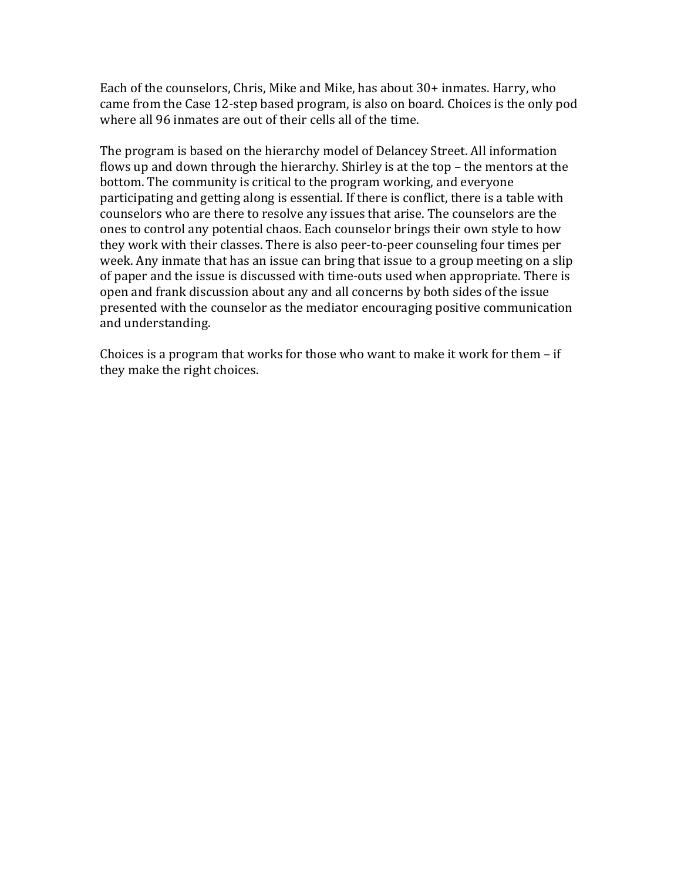Each of the counselors, Chris, Mike and Mike, has about 30+ inmates. Harry, who came from the Case 12-step based program, is also on board. Choices is the only pod where all 96 inmates are out of their cells all of the time.

The program is based on the hierarchy model of Delancey Street. All information flows up and down through the hierarchy. Shirley is at the top – the mentors at the bottom. The community is critical to the program working, and everyone participating and getting along is essential. If there is conflict, there is a table with counselors who are there to resolve any issues that arise. The counselors are the ones to control any potential chaos. Each counselor brings their own style to how they work with their classes. There is also peer-to-peer counseling four times per week. Any inmate that has an issue can bring that issue to a group meeting on a slip of paper and the issue is discussed with time-outs used when appropriate. There is open and frank discussion about any and all concerns by both sides of the issue presented with the counselor as the mediator encouraging positive communication and understanding.

Choices is a program that works for those who want to make it work for them – if they make the right choices.